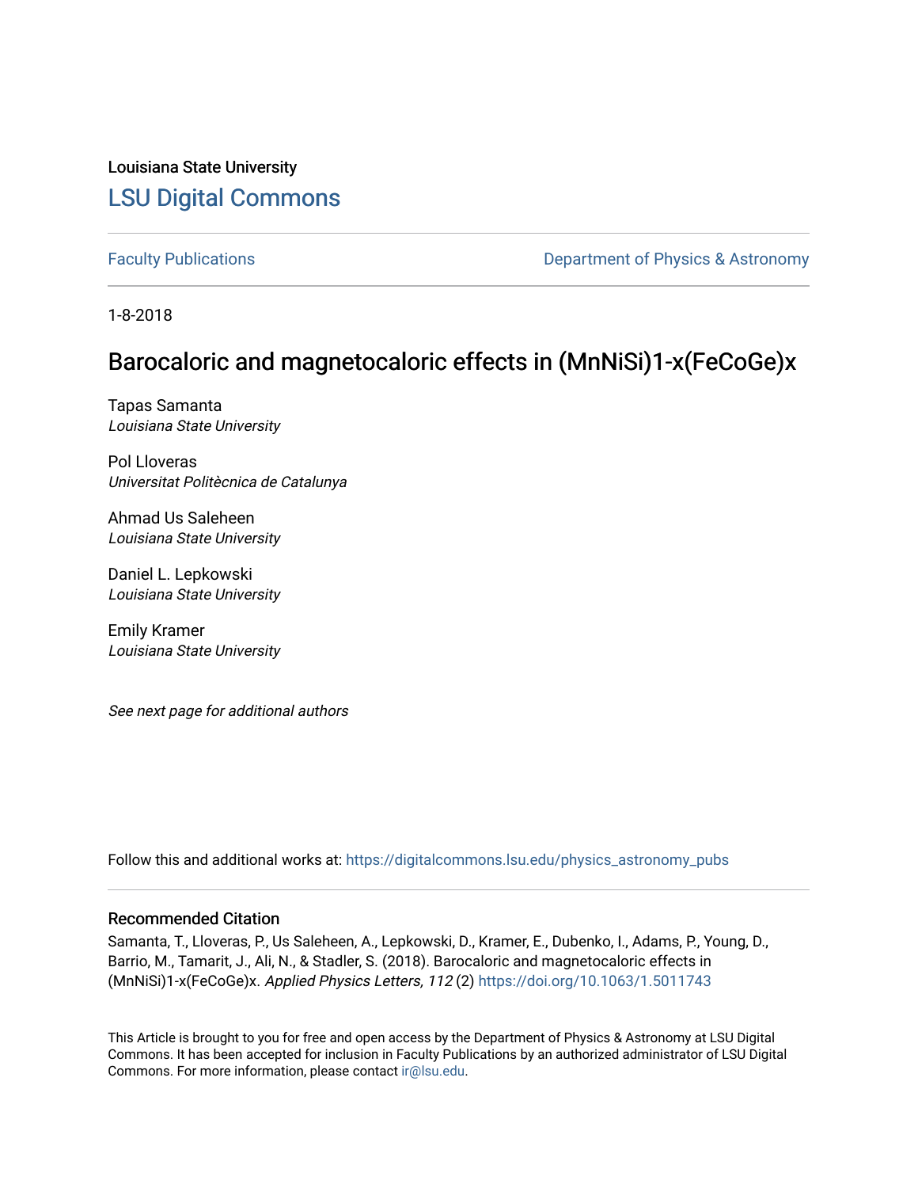Louisiana State University

LSU Digital Commons

Faculty Publications

Department of Physics & Astronomy

1-8-2018

# Barocaloric and magnetocaloric effects in (MnNiSi)1-x(FeCoGe)x

Tapas Samanta
*Louisiana State University*

Pol Lloveras
*Universitat Politècnica de Catalunya*

Ahmad Us Saleheen
*Louisiana State University*

Daniel L. Lepkowski
*Louisiana State University*

Emily Kramer
*Louisiana State University*

*See next page for additional authors*

Follow this and additional works at: https://digitalcommons.lsu.edu/physics_astronomy_pubs

## Recommended Citation

Samanta, T., Lloveras, P., Us Saleheen, A., Lepkowski, D., Kramer, E., Dubenko, I., Adams, P., Young, D., Barrio, M., Tamarit, J., Ali, N., & Stadler, S. (2018). Barocaloric and magnetocaloric effects in (MnNiSi)1-x(FeCoGe)x. *Applied Physics Letters, 112* (2) https://doi.org/10.1063/1.5011743

This Article is brought to you for free and open access by the Department of Physics & Astronomy at LSU Digital Commons. It has been accepted for inclusion in Faculty Publications by an authorized administrator of LSU Digital Commons. For more information, please contact ir@lsu.edu.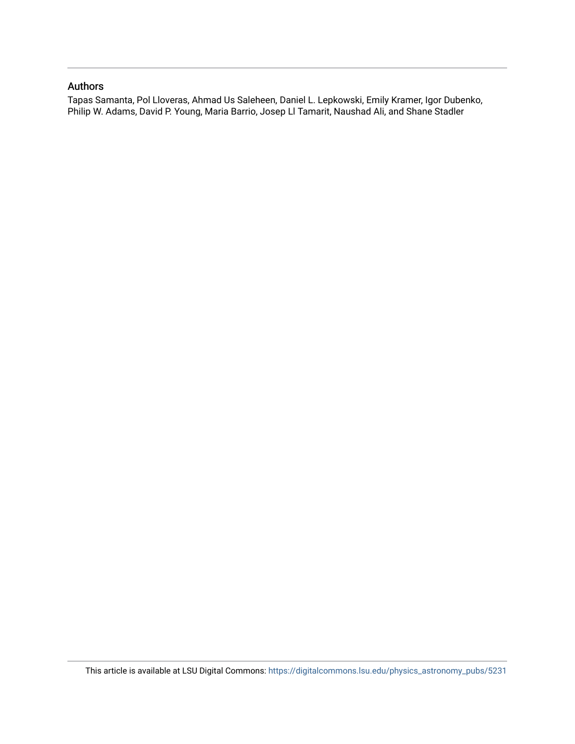## Authors

Tapas Samanta, Pol Lloveras, Ahmad Us Saleheen, Daniel L. Lepkowski, Emily Kramer, Igor Dubenko, Philip W. Adams, David P. Young, Maria Barrio, Josep Ll Tamarit, Naushad Ali, and Shane Stadler

This article is available at LSU Digital Commons: https://digitalcommons.lsu.edu/physics_astronomy_pubs/5231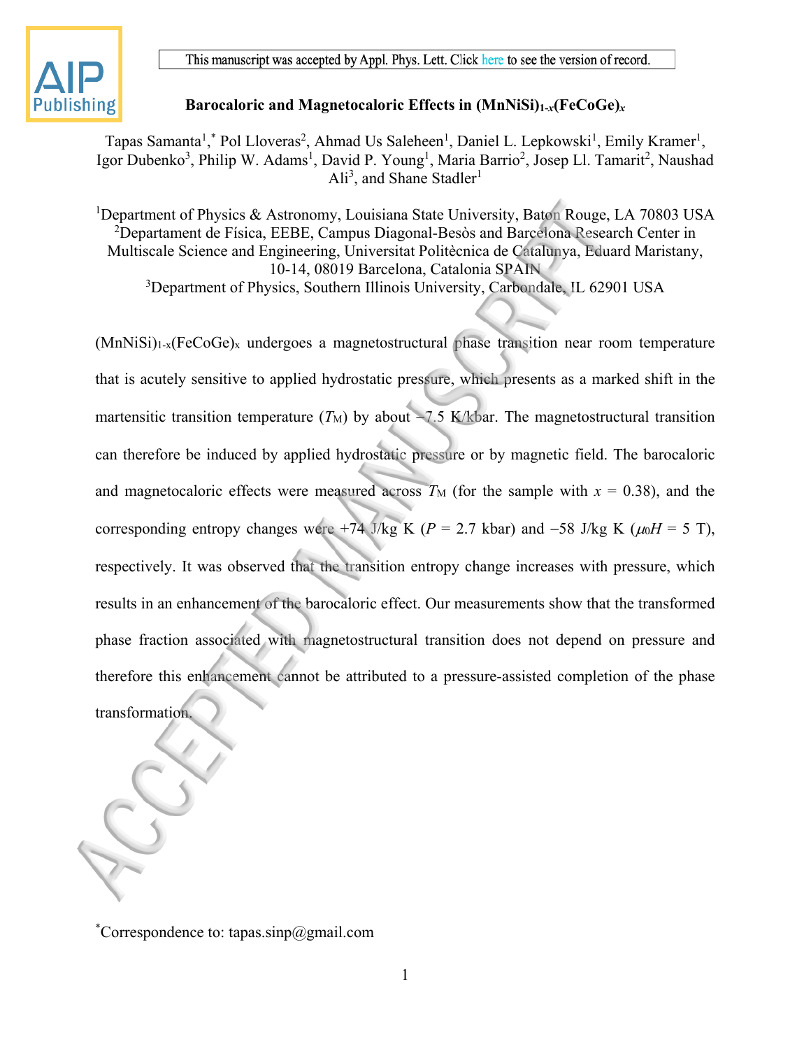**Barocaloric and Magnetocaloric Effects in $(MnNiSi)_{1-x}(FeCoGe)_x$**

Tapas Samanta[1,*] Pol Lloveras[2], Ahmad Us Saleheen[1], Daniel L. Lepkowski[1], Emily Kramer[1], Igor Dubenko[3], Philip W. Adams[1], David P. Young[1], Maria Barrio[2], Josep Ll. Tamarit[2], Naushad Ali[3], and Shane Stadler[1]

[1]Department of Physics & Astronomy, Louisiana State University, Baton Rouge, LA 70803 USA
[2]Departament de Física, EEBE, Campus Diagonal-Besòs and Barcelona Research Center in Multiscale Science and Engineering, Universitat Politècnica de Catalunya, Eduard Maristany, 10-14, 08019 Barcelona, Catalonia SPAIN
[3]Department of Physics, Southern Illinois University, Carbondale, IL 62901 USA

$(MnNiSi)_{1-x}(FeCoGe)_x$ undergoes a magnetostructural phase transition near room temperature that is acutely sensitive to applied hydrostatic pressure, which presents as a marked shift in the martensitic transition temperature ($T_M$) by about −7.5 K/kbar. The magnetostructural transition can therefore be induced by applied hydrostatic pressure or by magnetic field. The barocaloric and magnetocaloric effects were measured across $T_M$ (for the sample with $x$ = 0.38), and the corresponding entropy changes were +74 J/kg K ($P$ = 2.7 kbar) and −58 J/kg K ($\mu_0 H$ = 5 T), respectively. It was observed that the transition entropy change increases with pressure, which results in an enhancement of the barocaloric effect. Our measurements show that the transformed phase fraction associated with magnetostructural transition does not depend on pressure and therefore this enhancement cannot be attributed to a pressure-assisted completion of the phase transformation.

*Correspondence to: tapas.sinp@gmail.com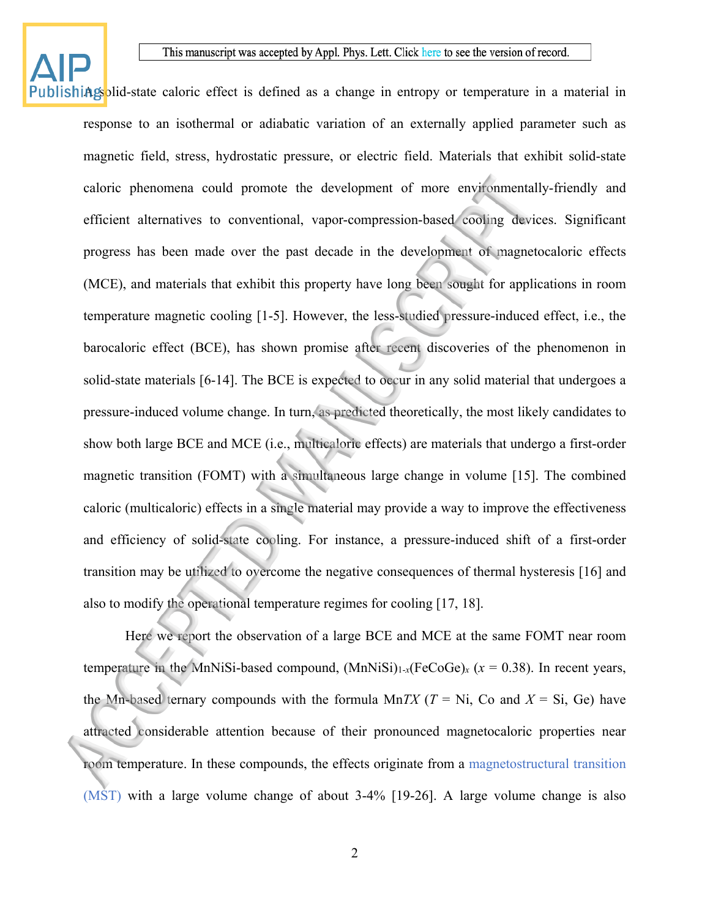A solid-state caloric effect is defined as a change in entropy or temperature in a material in response to an isothermal or adiabatic variation of an externally applied parameter such as magnetic field, stress, hydrostatic pressure, or electric field. Materials that exhibit solid-state caloric phenomena could promote the development of more environmentally-friendly and efficient alternatives to conventional, vapor-compression-based cooling devices. Significant progress has been made over the past decade in the development of magnetocaloric effects (MCE), and materials that exhibit this property have long been sought for applications in room temperature magnetic cooling [1-5]. However, the less-studied pressure-induced effect, i.e., the barocaloric effect (BCE), has shown promise after recent discoveries of the phenomenon in solid-state materials [6-14]. The BCE is expected to occur in any solid material that undergoes a pressure-induced volume change. In turn, as predicted theoretically, the most likely candidates to show both large BCE and MCE (i.e., multicaloric effects) are materials that undergo a first-order magnetic transition (FOMT) with a simultaneous large change in volume [15]. The combined caloric (multicaloric) effects in a single material may provide a way to improve the effectiveness and efficiency of solid-state cooling. For instance, a pressure-induced shift of a first-order transition may be utilized to overcome the negative consequences of thermal hysteresis [16] and also to modify the operational temperature regimes for cooling [17, 18].

Here we report the observation of a large BCE and MCE at the same FOMT near room temperature in the MnNiSi-based compound, $(MnNiSi)_{1-x}(FeCoGe)_x$ ($x$ = 0.38). In recent years, the Mn-based ternary compounds with the formula Mn*TX* (*T* = Ni, Co and *X* = Si, Ge) have attracted considerable attention because of their pronounced magnetocaloric properties near room temperature. In these compounds, the effects originate from a magnetostructural transition (MST) with a large volume change of about 3-4% [19-26]. A large volume change is also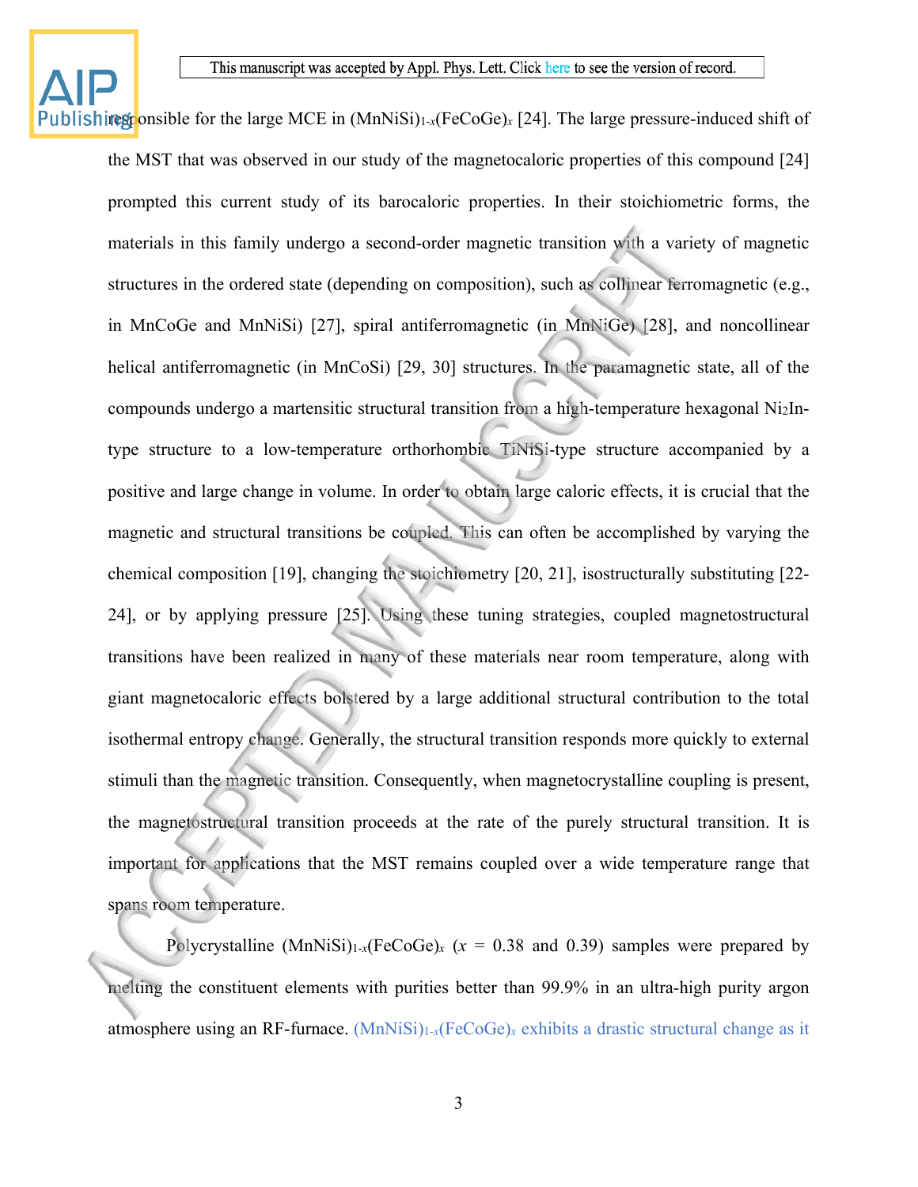responsible for the large MCE in $(MnNiSi)_{1-x}(FeCoGe)_x$ [24]. The large pressure-induced shift of the MST that was observed in our study of the magnetocaloric properties of this compound [24] prompted this current study of its barocaloric properties. In their stoichiometric forms, the materials in this family undergo a second-order magnetic transition with a variety of magnetic structures in the ordered state (depending on composition), such as collinear ferromagnetic (e.g., in MnCoGe and MnNiSi) [27], spiral antiferromagnetic (in MnNiGe) [28], and noncollinear helical antiferromagnetic (in MnCoSi) [29, 30] structures. In the paramagnetic state, all of the compounds undergo a martensitic structural transition from a high-temperature hexagonal $Ni_2In$-type structure to a low-temperature orthorhombic TiNiSi-type structure accompanied by a positive and large change in volume. In order to obtain large caloric effects, it is crucial that the magnetic and structural transitions be coupled. This can often be accomplished by varying the chemical composition [19], changing the stoichiometry [20, 21], isostructurally substituting [22-24], or by applying pressure [25]. Using these tuning strategies, coupled magnetostructural transitions have been realized in many of these materials near room temperature, along with giant magnetocaloric effects bolstered by a large additional structural contribution to the total isothermal entropy change. Generally, the structural transition responds more quickly to external stimuli than the magnetic transition. Consequently, when magnetocrystalline coupling is present, the magnetostructural transition proceeds at the rate of the purely structural transition. It is important for applications that the MST remains coupled over a wide temperature range that spans room temperature.

Polycrystalline $(MnNiSi)_{1-x}(FeCoGe)_x$ ($x$ = 0.38 and 0.39) samples were prepared by melting the constituent elements with purities better than 99.9% in an ultra-high purity argon atmosphere using an RF-furnace. $(MnNiSi)_{1-x}(FeCoGe)_x$ exhibits a drastic structural change as it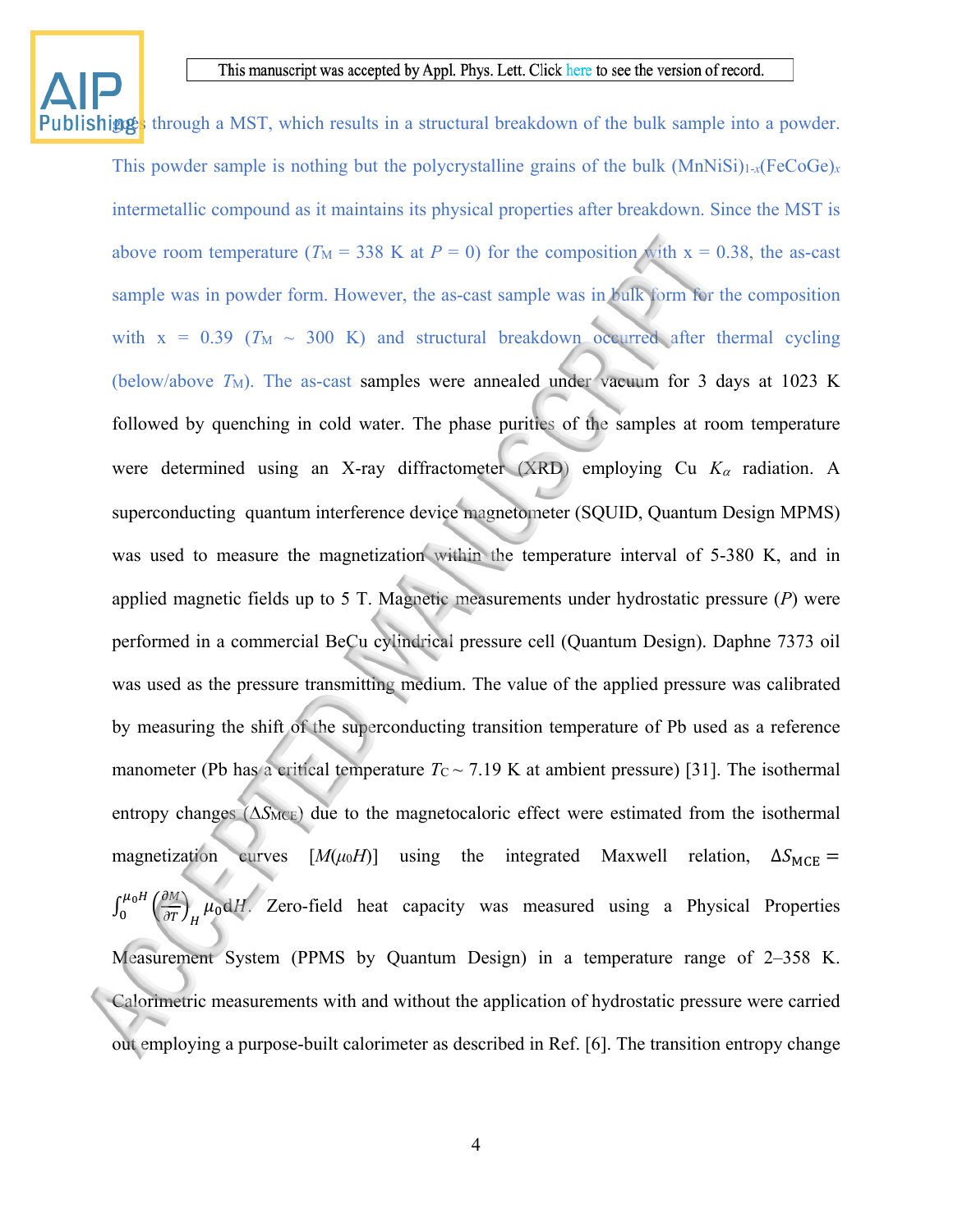goes through a MST, which results in a structural breakdown of the bulk sample into a powder. This powder sample is nothing but the polycrystalline grains of the bulk $(MnNiSi)_{1-x}(FeCoGe)_x$ intermetallic compound as it maintains its physical properties after breakdown. Since the MST is above room temperature ($T_M$ = 338 K at $P$ = 0) for the composition with x = 0.38, the as-cast sample was in powder form. However, the as-cast sample was in bulk form for the composition with x = 0.39 ($T_M$ ~ 300 K) and structural breakdown occurred after thermal cycling (below/above $T_M$). The as-cast samples were annealed under vacuum for 3 days at 1023 K followed by quenching in cold water. The phase purities of the samples at room temperature were determined using an X-ray diffractometer (XRD) employing Cu $K_\alpha$ radiation. A superconducting quantum interference device magnetometer (SQUID, Quantum Design MPMS) was used to measure the magnetization within the temperature interval of 5-380 K, and in applied magnetic fields up to 5 T. Magnetic measurements under hydrostatic pressure ($P$) were performed in a commercial BeCu cylindrical pressure cell (Quantum Design). Daphne 7373 oil was used as the pressure transmitting medium. The value of the applied pressure was calibrated by measuring the shift of the superconducting transition temperature of Pb used as a reference manometer (Pb has a critical temperature $T_C$ ~ 7.19 K at ambient pressure) [31]. The isothermal entropy changes ($\Delta S_{MCE}$) due to the magnetocaloric effect were estimated from the isothermal magnetization curves [$M(\mu_0 H)$] using the integrated Maxwell relation, $\Delta S_{\mathrm{MCE}} = \int_0^{\mu_0 H} \left(\frac{\partial M}{\partial T}\right)_H \mu_0 \mathrm{d}H$. Zero-field heat capacity was measured using a Physical Properties Measurement System (PPMS by Quantum Design) in a temperature range of 2–358 K. Calorimetric measurements with and without the application of hydrostatic pressure were carried out employing a purpose-built calorimeter as described in Ref. [6]. The transition entropy change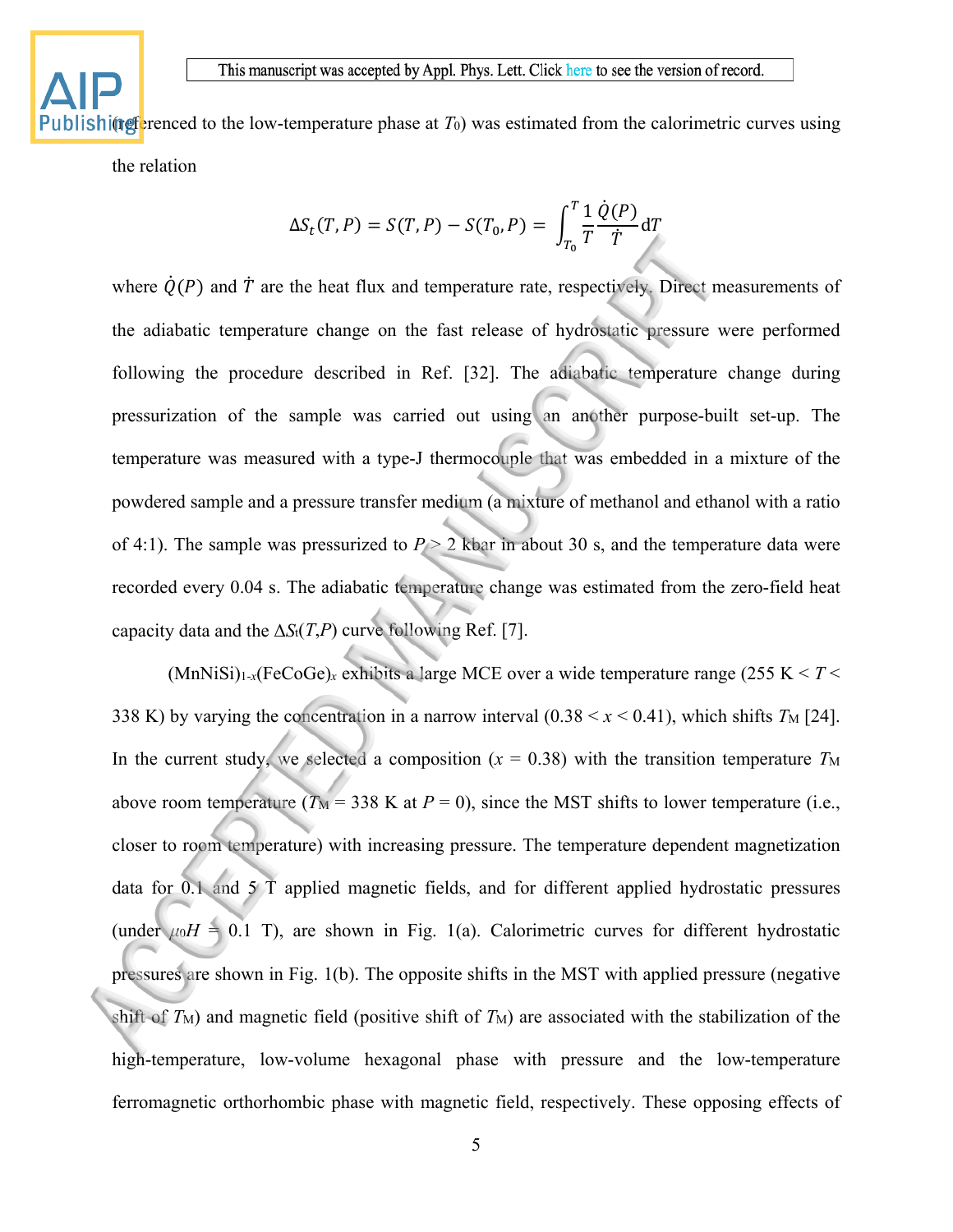(referenced to the low-temperature phase at $T_0$) was estimated from the calorimetric curves using the relation

$$\Delta S_t(T,P) = S(T,P) - S(T_0,P) = \int_{T_0}^{T} \frac{1}{T}\frac{\dot{Q}(P)}{\dot{T}}\mathrm{d}T$$

where $\dot{Q}(P)$ and $\dot{T}$ are the heat flux and temperature rate, respectively. Direct measurements of the adiabatic temperature change on the fast release of hydrostatic pressure were performed following the procedure described in Ref. [32]. The adiabatic temperature change during pressurization of the sample was carried out using an another purpose-built set-up. The temperature was measured with a type-J thermocouple that was embedded in a mixture of the powdered sample and a pressure transfer medium (a mixture of methanol and ethanol with a ratio of 4:1). The sample was pressurized to $P > 2$ kbar in about 30 s, and the temperature data were recorded every 0.04 s. The adiabatic temperature change was estimated from the zero-field heat capacity data and the $\Delta S_t(T,P)$ curve following Ref. [7].

$(MnNiSi)_{1-x}(FeCoGe)_x$ exhibits a large MCE over a wide temperature range (255 K < $T$ < 338 K) by varying the concentration in a narrow interval (0.38 < $x$ < 0.41), which shifts $T_M$ [24]. In the current study, we selected a composition ($x$ = 0.38) with the transition temperature $T_M$ above room temperature ($T_M$ = 338 K at $P$ = 0), since the MST shifts to lower temperature (i.e., closer to room temperature) with increasing pressure. The temperature dependent magnetization data for 0.1 and 5 T applied magnetic fields, and for different applied hydrostatic pressures (under $\mu_0 H$ = 0.1 T), are shown in Fig. 1(a). Calorimetric curves for different hydrostatic pressures are shown in Fig. 1(b). The opposite shifts in the MST with applied pressure (negative shift of $T_M$) and magnetic field (positive shift of $T_M$) are associated with the stabilization of the high-temperature, low-volume hexagonal phase with pressure and the low-temperature ferromagnetic orthorhombic phase with magnetic field, respectively. These opposing effects of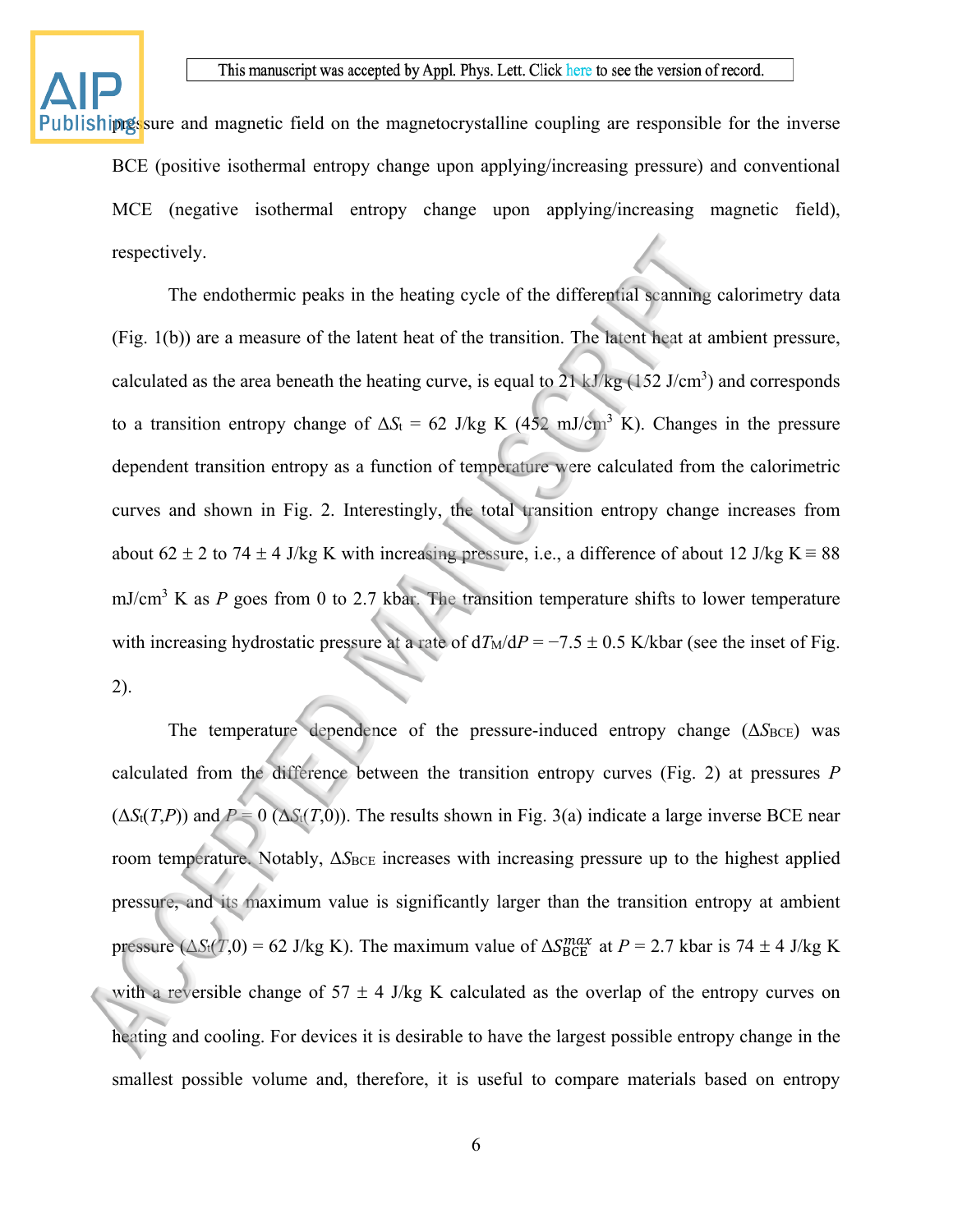pressure and magnetic field on the magnetocrystalline coupling are responsible for the inverse BCE (positive isothermal entropy change upon applying/increasing pressure) and conventional MCE (negative isothermal entropy change upon applying/increasing magnetic field), respectively.

The endothermic peaks in the heating cycle of the differential scanning calorimetry data (Fig. 1(b)) are a measure of the latent heat of the transition. The latent heat at ambient pressure, calculated as the area beneath the heating curve, is equal to 21 kJ/kg (152 J/cm$^3$) and corresponds to a transition entropy change of $\Delta S_t$ = 62 J/kg K (452 mJ/cm$^3$ K). Changes in the pressure dependent transition entropy as a function of temperature were calculated from the calorimetric curves and shown in Fig. 2. Interestingly, the total transition entropy change increases from about 62 ± 2 to 74 ± 4 J/kg K with increasing pressure, i.e., a difference of about 12 J/kg K ≡ 88 mJ/cm$^3$ K as $P$ goes from 0 to 2.7 kbar. The transition temperature shifts to lower temperature with increasing hydrostatic pressure at a rate of $dT_M/dP = -7.5 \pm 0.5$ K/kbar (see the inset of Fig. 2).

The temperature dependence of the pressure-induced entropy change ($\Delta S_{BCE}$) was calculated from the difference between the transition entropy curves (Fig. 2) at pressures $P$ ($\Delta S_t(T,P)$) and $P$ = 0 ($\Delta S_t(T,0)$). The results shown in Fig. 3(a) indicate a large inverse BCE near room temperature. Notably, $\Delta S_{BCE}$ increases with increasing pressure up to the highest applied pressure, and its maximum value is significantly larger than the transition entropy at ambient pressure ($\Delta S_t(T,0)$ = 62 J/kg K). The maximum value of $\Delta S_{BCE}^{max}$ at $P$ = 2.7 kbar is 74 ± 4 J/kg K with a reversible change of 57 ± 4 J/kg K calculated as the overlap of the entropy curves on heating and cooling. For devices it is desirable to have the largest possible entropy change in the smallest possible volume and, therefore, it is useful to compare materials based on entropy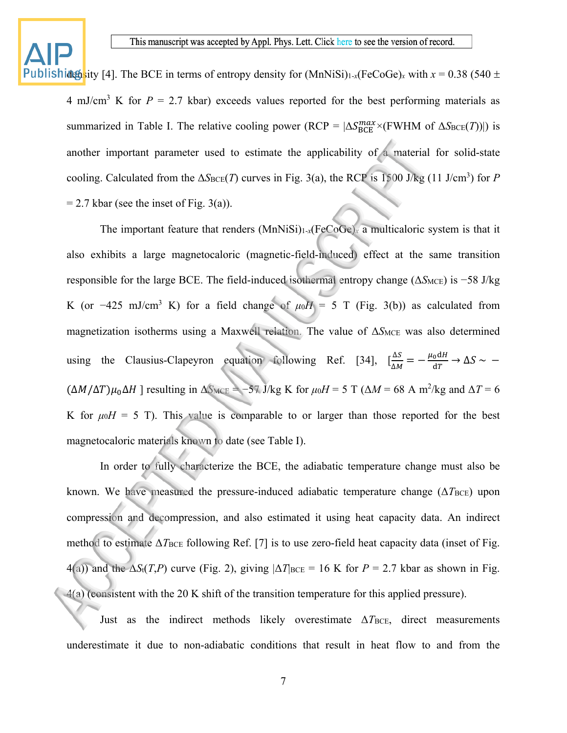density [4]. The BCE in terms of entropy density for $(MnNiSi)_{1-x}(FeCoGe)_x$ with $x$ = 0.38 (540 ± 4 mJ/cm$^3$ K for $P$ = 2.7 kbar) exceeds values reported for the best performing materials as summarized in Table I. The relative cooling power (RCP = $|\Delta S_{\mathrm{BCE}}^{max} \times (\text{FWHM of } \Delta S_{\mathrm{BCE}}(T))|$) is another important parameter used to estimate the applicability of a material for solid-state cooling. Calculated from the $\Delta S_{\mathrm{BCE}}(T)$ curves in Fig. 3(a), the RCP is 1500 J/kg (11 J/cm$^3$) for $P$ = 2.7 kbar (see the inset of Fig. 3(a)).

The important feature that renders $(MnNiSi)_{1-x}(FeCoGe)_x$ a multicaloric system is that it also exhibits a large magnetocaloric (magnetic-field-induced) effect at the same transition responsible for the large BCE. The field-induced isothermal entropy change ($\Delta S_{\mathrm{MCE}}$) is −58 J/kg K (or −425 mJ/cm$^3$ K) for a field change of $\mu_0 H$ = 5 T (Fig. 3(b)) as calculated from magnetization isotherms using a Maxwell relation. The value of $\Delta S_{\mathrm{MCE}}$ was also determined using the Clausius-Clapeyron equation following Ref. [34], $[\frac{\Delta S}{\Delta M} = -\frac{\mu_0 \mathrm{d}H}{\mathrm{d}T} \rightarrow \Delta S \sim -(\Delta M/\Delta T)\mu_0 \Delta H]$ resulting in $\Delta S_{\mathrm{MCE}}$ = −57 J/kg K for $\mu_0 H$ = 5 T ($\Delta M$ = 68 A m$^2$/kg and $\Delta T$ = 6 K for $\mu_0 H$ = 5 T). This value is comparable to or larger than those reported for the best magnetocaloric materials known to date (see Table I).

In order to fully characterize the BCE, the adiabatic temperature change must also be known. We have measured the pressure-induced adiabatic temperature change ($\Delta T_{\mathrm{BCE}}$) upon compression and decompression, and also estimated it using heat capacity data. An indirect method to estimate $\Delta T_{\mathrm{BCE}}$ following Ref. [7] is to use zero-field heat capacity data (inset of Fig. 4(a)) and the $\Delta S_t(T,P)$ curve (Fig. 2), giving $|\Delta T|_{\mathrm{BCE}}$ = 16 K for $P$ = 2.7 kbar as shown in Fig. 4(a) (consistent with the 20 K shift of the transition temperature for this applied pressure).

Just as the indirect methods likely overestimate $\Delta T_{\mathrm{BCE}}$, direct measurements underestimate it due to non-adiabatic conditions that result in heat flow to and from the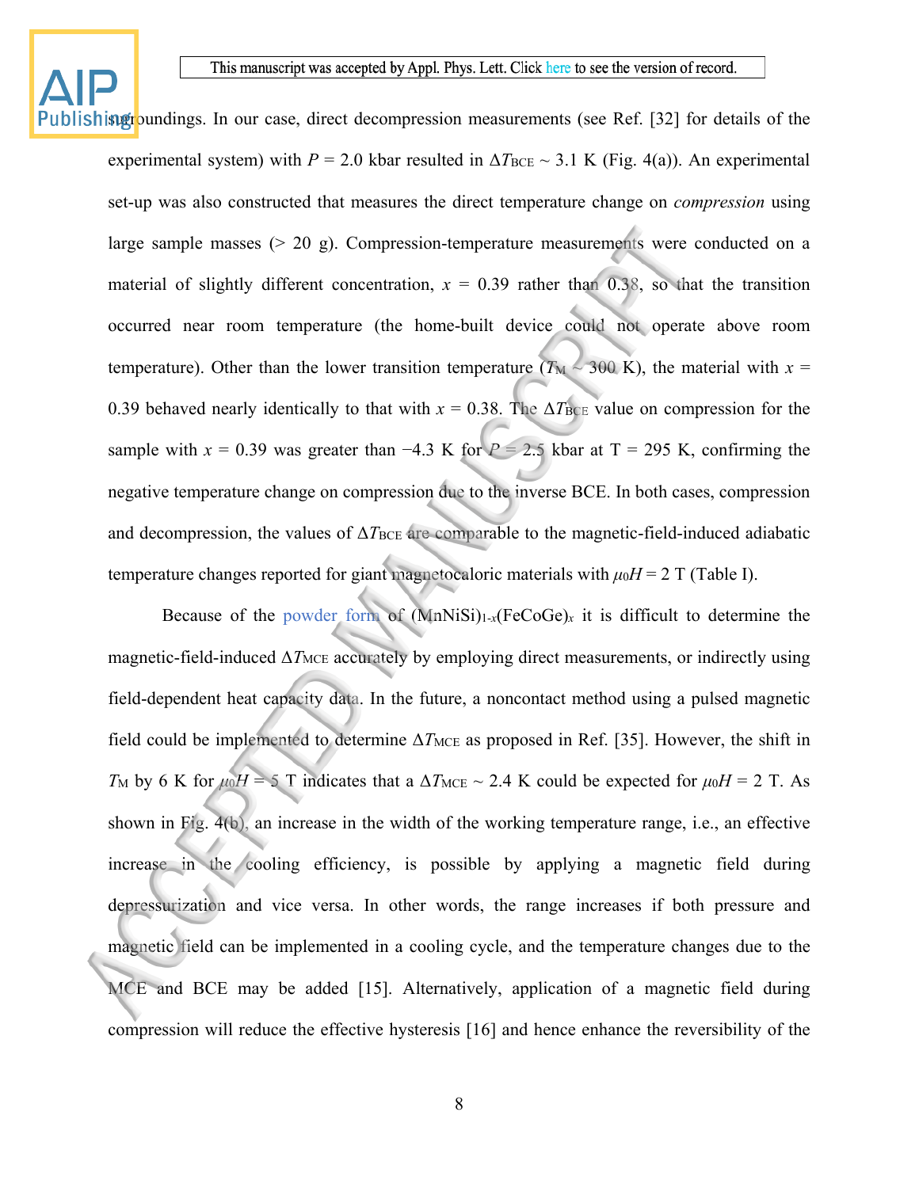surroundings. In our case, direct decompression measurements (see Ref. [32] for details of the experimental system) with $P$ = 2.0 kbar resulted in $\Delta T_{BCE}$ ~ 3.1 K (Fig. 4(a)). An experimental set-up was also constructed that measures the direct temperature change on *compression* using large sample masses (> 20 g). Compression-temperature measurements were conducted on a material of slightly different concentration, $x$ = 0.39 rather than 0.38, so that the transition occurred near room temperature (the home-built device could not operate above room temperature). Other than the lower transition temperature ($T_M$ ~ 300 K), the material with $x$ = 0.39 behaved nearly identically to that with $x$ = 0.38. The $\Delta T_{BCE}$ value on compression for the sample with $x$ = 0.39 was greater than −4.3 K for $P$ = 2.5 kbar at T = 295 K, confirming the negative temperature change on compression due to the inverse BCE. In both cases, compression and decompression, the values of $\Delta T_{BCE}$ are comparable to the magnetic-field-induced adiabatic temperature changes reported for giant magnetocaloric materials with $\mu_0 H$ = 2 T (Table I).

Because of the powder form of $(MnNiSi)_{1-x}(FeCoGe)_x$ it is difficult to determine the magnetic-field-induced $\Delta T_{MCE}$ accurately by employing direct measurements, or indirectly using field-dependent heat capacity data. In the future, a noncontact method using a pulsed magnetic field could be implemented to determine $\Delta T_{MCE}$ as proposed in Ref. [35]. However, the shift in $T_M$ by 6 K for $\mu_0 H$ = 5 T indicates that a $\Delta T_{MCE}$ ~ 2.4 K could be expected for $\mu_0 H$ = 2 T. As shown in Fig. 4(b), an increase in the width of the working temperature range, i.e., an effective increase in the cooling efficiency, is possible by applying a magnetic field during depressurization and vice versa. In other words, the range increases if both pressure and magnetic field can be implemented in a cooling cycle, and the temperature changes due to the MCE and BCE may be added [15]. Alternatively, application of a magnetic field during compression will reduce the effective hysteresis [16] and hence enhance the reversibility of the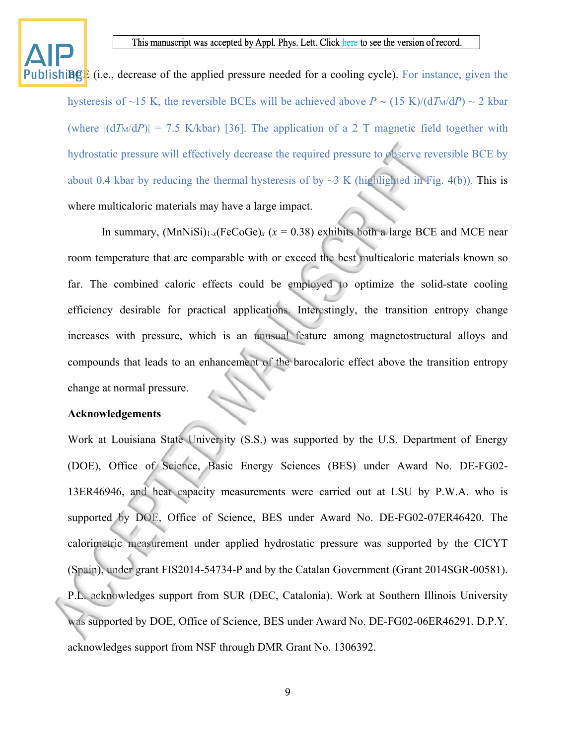BCE (i.e., decrease of the applied pressure needed for a cooling cycle). For instance, given the hysteresis of ~15 K, the reversible BCEs will be achieved above $P \sim (15\ \text{K})/(dT_M/dP) \sim 2$ kbar (where $|(dT_M/dP)| = 7.5$ K/kbar) [36]. The application of a 2 T magnetic field together with hydrostatic pressure will effectively decrease the required pressure to observe reversible BCE by about 0.4 kbar by reducing the thermal hysteresis of by ~3 K (highlighted in Fig. 4(b)). This is where multicaloric materials may have a large impact.

In summary, $(MnNiSi)_{1-x}(FeCoGe)_x$ ($x = 0.38$) exhibits both a large BCE and MCE near room temperature that are comparable with or exceed the best multicaloric materials known so far. The combined caloric effects could be employed to optimize the solid-state cooling efficiency desirable for practical applications. Interestingly, the transition entropy change increases with pressure, which is an unusual feature among magnetostructural alloys and compounds that leads to an enhancement of the barocaloric effect above the transition entropy change at normal pressure.

**Acknowledgements**

Work at Louisiana State University (S.S.) was supported by the U.S. Department of Energy (DOE), Office of Science, Basic Energy Sciences (BES) under Award No. DE-FG02-13ER46946, and heat capacity measurements were carried out at LSU by P.W.A. who is supported by DOE, Office of Science, BES under Award No. DE-FG02-07ER46420. The calorimetric measurement under applied hydrostatic pressure was supported by the CICYT (Spain), under grant FIS2014-54734-P and by the Catalan Government (Grant 2014SGR-00581). P.L. acknowledges support from SUR (DEC, Catalonia). Work at Southern Illinois University was supported by DOE, Office of Science, BES under Award No. DE-FG02-06ER46291. D.P.Y. acknowledges support from NSF through DMR Grant No. 1306392.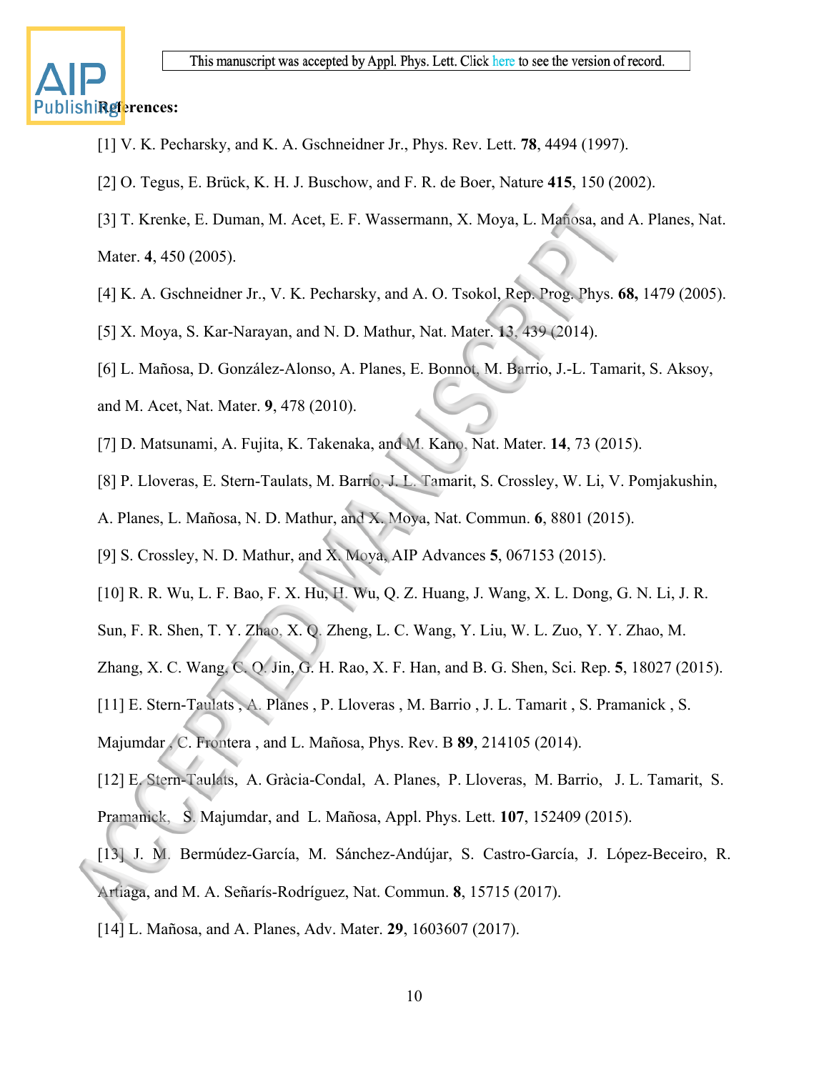**References:**

[1] V. K. Pecharsky, and K. A. Gschneidner Jr., Phys. Rev. Lett. **78**, 4494 (1997).

[2] O. Tegus, E. Brück, K. H. J. Buschow, and F. R. de Boer, Nature **415**, 150 (2002).

[3] T. Krenke, E. Duman, M. Acet, E. F. Wassermann, X. Moya, L. Mañosa, and A. Planes, Nat. Mater. **4**, 450 (2005).

[4] K. A. Gschneidner Jr., V. K. Pecharsky, and A. O. Tsokol, Rep. Prog. Phys. **68,** 1479 (2005).

[5] X. Moya, S. Kar-Narayan, and N. D. Mathur, Nat. Mater. **13**, 439 (2014).

[6] L. Mañosa, D. González-Alonso, A. Planes, E. Bonnot, M. Barrio, J.-L. Tamarit, S. Aksoy, and M. Acet, Nat. Mater. **9**, 478 (2010).

[7] D. Matsunami, A. Fujita, K. Takenaka, and M. Kano, Nat. Mater. **14**, 73 (2015).

[8] P. Lloveras, E. Stern-Taulats, M. Barrio, J. L. Tamarit, S. Crossley, W. Li, V. Pomjakushin, A. Planes, L. Mañosa, N. D. Mathur, and X. Moya, Nat. Commun. **6**, 8801 (2015).

[9] S. Crossley, N. D. Mathur, and X. Moya, AIP Advances **5**, 067153 (2015).

[10] R. R. Wu, L. F. Bao, F. X. Hu, H. Wu, Q. Z. Huang, J. Wang, X. L. Dong, G. N. Li, J. R. Sun, F. R. Shen, T. Y. Zhao, X. Q. Zheng, L. C. Wang, Y. Liu, W. L. Zuo, Y. Y. Zhao, M. Zhang, X. C. Wang, C. Q. Jin, G. H. Rao, X. F. Han, and B. G. Shen, Sci. Rep. **5**, 18027 (2015).

[11] E. Stern-Taulats , A. Planes , P. Lloveras , M. Barrio , J. L. Tamarit , S. Pramanick , S. Majumdar , C. Frontera , and L. Mañosa, Phys. Rev. B **89**, 214105 (2014).

[12] E. Stern-Taulats, A. Gràcia-Condal, A. Planes, P. Lloveras, M. Barrio, J. L. Tamarit, S. Pramanick, S. Majumdar, and L. Mañosa, Appl. Phys. Lett. **107**, 152409 (2015).

[13] J. M. Bermúdez-García, M. Sánchez-Andújar, S. Castro-García, J. López-Beceiro, R. Artiaga, and M. A. Señarís-Rodríguez, Nat. Commun. **8**, 15715 (2017).

[14] L. Mañosa, and A. Planes, Adv. Mater. **29**, 1603607 (2017).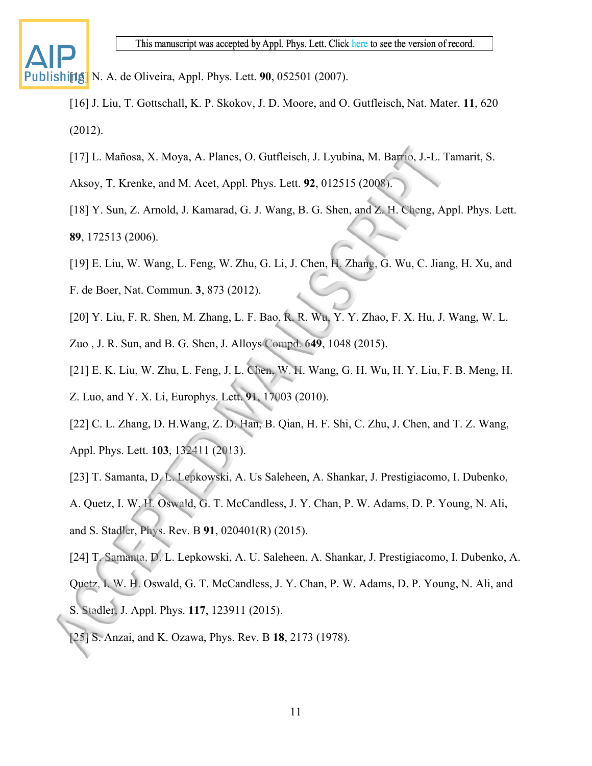[15] N. A. de Oliveira, Appl. Phys. Lett. **90**, 052501 (2007).

[16] J. Liu, T. Gottschall, K. P. Skokov, J. D. Moore, and O. Gutfleisch, Nat. Mater. **11**, 620 (2012).

[17] L. Mañosa, X. Moya, A. Planes, O. Gutfleisch, J. Lyubina, M. Barrio, J.-L. Tamarit, S. Aksoy, T. Krenke, and M. Acet, Appl. Phys. Lett. **92**, 012515 (2008).

[18] Y. Sun, Z. Arnold, J. Kamarad, G. J. Wang, B. G. Shen, and Z. H. Cheng, Appl. Phys. Lett. **89**, 172513 (2006).

[19] E. Liu, W. Wang, L. Feng, W. Zhu, G. Li, J. Chen, H. Zhang, G. Wu, C. Jiang, H. Xu, and F. de Boer, Nat. Commun. **3**, 873 (2012).

[20] Y. Liu, F. R. Shen, M. Zhang, L. F. Bao, R. R. Wu, Y. Y. Zhao, F. X. Hu, J. Wang, W. L. Zuo , J. R. Sun, and B. G. Shen, J. Alloys Compd. **649**, 1048 (2015).

[21] E. K. Liu, W. Zhu, L. Feng, J. L. Chen, W. H. Wang, G. H. Wu, H. Y. Liu, F. B. Meng, H. Z. Luo, and Y. X. Li, Europhys. Lett. **91**, 17003 (2010).

[22] C. L. Zhang, D. H.Wang, Z. D. Han, B. Qian, H. F. Shi, C. Zhu, J. Chen, and T. Z. Wang, Appl. Phys. Lett. **103**, 132411 (2013).

[23] T. Samanta, D. L. Lepkowski, A. Us Saleheen, A. Shankar, J. Prestigiacomo, I. Dubenko, A. Quetz, I. W. H. Oswald, G. T. McCandless, J. Y. Chan, P. W. Adams, D. P. Young, N. Ali, and S. Stadler, Phys. Rev. B **91**, 020401(R) (2015).

[24] T. Samanta, D. L. Lepkowski, A. U. Saleheen, A. Shankar, J. Prestigiacomo, I. Dubenko, A. Quetz, I. W. H. Oswald, G. T. McCandless, J. Y. Chan, P. W. Adams, D. P. Young, N. Ali, and S. Stadler, J. Appl. Phys. **117**, 123911 (2015).

[25] S. Anzai, and K. Ozawa, Phys. Rev. B **18**, 2173 (1978).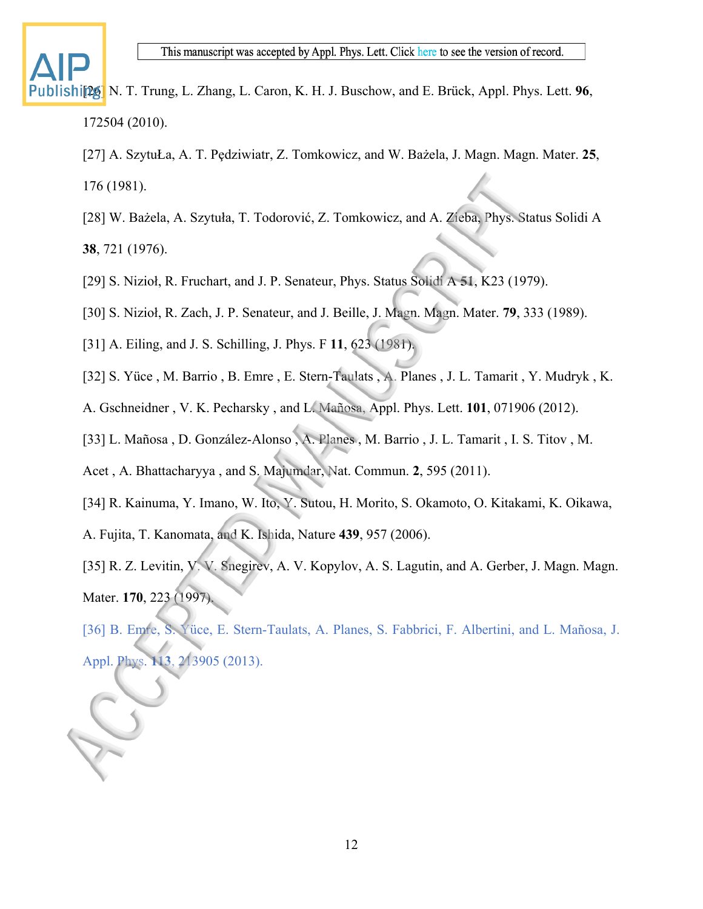[26] N. T. Trung, L. Zhang, L. Caron, K. H. J. Buschow, and E. Brück, Appl. Phys. Lett. **96**, 172504 (2010).

[27] A. SzytuŁa, A. T. Pędziwiatr, Z. Tomkowicz, and W. Bażela, J. Magn. Magn. Mater. **25**, 176 (1981).

[28] W. Bażela, A. Szytuła, T. Todorović, Z. Tomkowicz, and A. Zieba, Phys. Status Solidi A **38**, 721 (1976).

[29] S. Nizioł, R. Fruchart, and J. P. Senateur, Phys. Status Solidi A **51**, K23 (1979).

[30] S. Nizioł, R. Zach, J. P. Senateur, and J. Beille, J. Magn. Magn. Mater. **79**, 333 (1989).

[31] A. Eiling, and J. S. Schilling, J. Phys. F **11**, 623 (1981).

[32] S. Yüce , M. Barrio , B. Emre , E. Stern-Taulats , A. Planes , J. L. Tamarit , Y. Mudryk , K. A. Gschneidner , V. K. Pecharsky , and L. Mañosa, Appl. Phys. Lett. **101**, 071906 (2012).

[33] L. Mañosa , D. González-Alonso , A. Planes , M. Barrio , J. L. Tamarit , I. S. Titov , M. Acet , A. Bhattacharyya , and S. Majumdar, Nat. Commun. **2**, 595 (2011).

[34] R. Kainuma, Y. Imano, W. Ito, Y. Sutou, H. Morito, S. Okamoto, O. Kitakami, K. Oikawa, A. Fujita, T. Kanomata, and K. Ishida, Nature **439**, 957 (2006).

[35] R. Z. Levitin, V. V. Snegirev, A. V. Kopylov, A. S. Lagutin, and A. Gerber, J. Magn. Magn. Mater. **170**, 223 (1997).

[36] B. Emre, S. Yüce, E. Stern-Taulats, A. Planes, S. Fabbrici, F. Albertini, and L. Mañosa, J. Appl. Phys. **113**, 213905 (2013).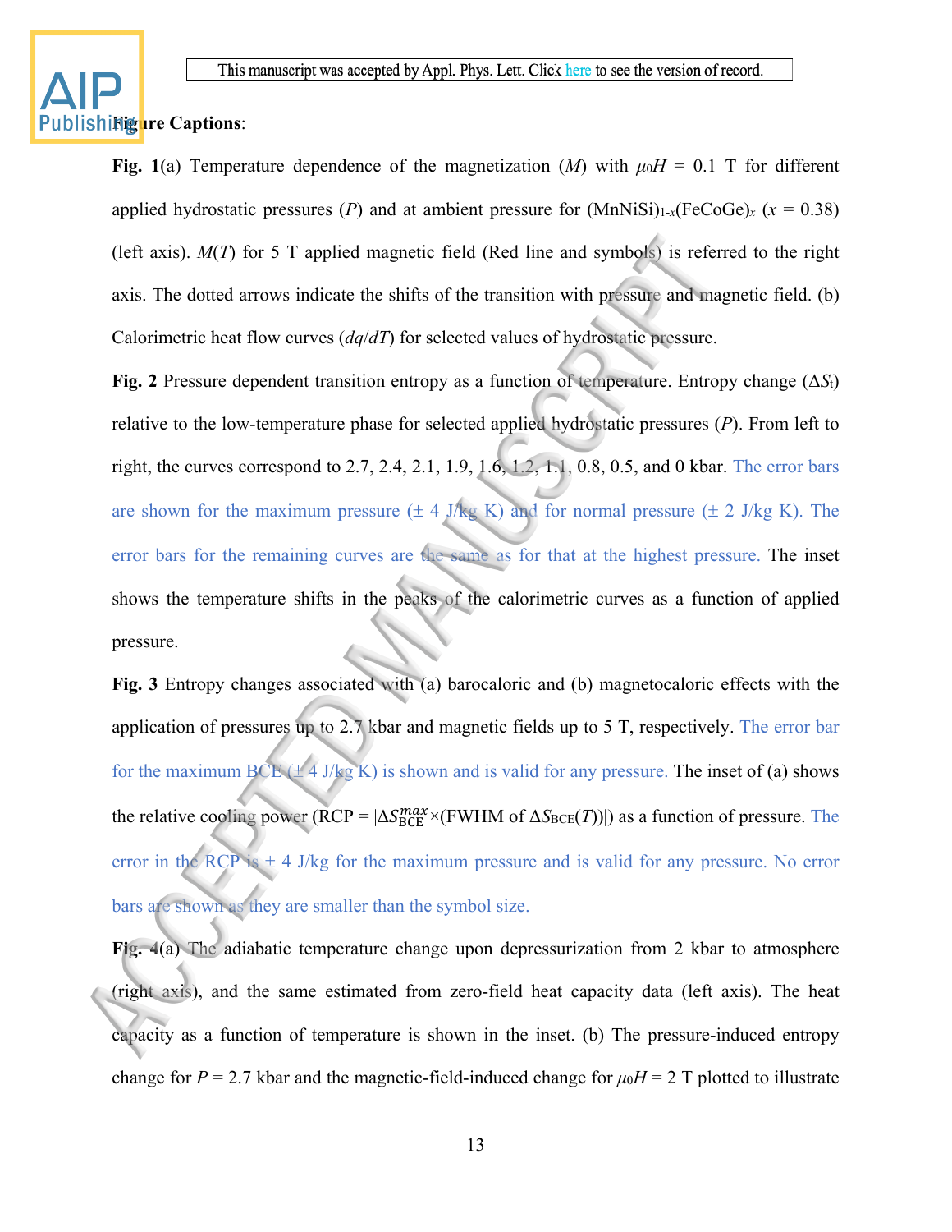**Figure Captions**:

**Fig. 1**(a) Temperature dependence of the magnetization ($M$) with $\mu_0 H$ = 0.1 T for different applied hydrostatic pressures ($P$) and at ambient pressure for $(MnNiSi)_{1-x}(FeCoGe)_x$ ($x$ = 0.38) (left axis). $M(T)$ for 5 T applied magnetic field (Red line and symbols) is referred to the right axis. The dotted arrows indicate the shifts of the transition with pressure and magnetic field. (b) Calorimetric heat flow curves ($dq/dT$) for selected values of hydrostatic pressure.

**Fig. 2** Pressure dependent transition entropy as a function of temperature. Entropy change ($\Delta S_t$) relative to the low-temperature phase for selected applied hydrostatic pressures ($P$). From left to right, the curves correspond to 2.7, 2.4, 2.1, 1.9, 1.6, 1.2, 1.1, 0.8, 0.5, and 0 kbar. The error bars are shown for the maximum pressure (± 4 J/kg K) and for normal pressure (± 2 J/kg K). The error bars for the remaining curves are the same as for that at the highest pressure. The inset shows the temperature shifts in the peaks of the calorimetric curves as a function of applied pressure.

**Fig. 3** Entropy changes associated with (a) barocaloric and (b) magnetocaloric effects with the application of pressures up to 2.7 kbar and magnetic fields up to 5 T, respectively. The error bar for the maximum BCE (± 4 J/kg K) is shown and is valid for any pressure. The inset of (a) shows the relative cooling power (RCP = $|\Delta S_{\mathrm{BCE}}^{max} \times (\text{FWHM of } \Delta S_{\mathrm{BCE}}(T))|$) as a function of pressure. The error in the RCP is ± 4 J/kg for the maximum pressure and is valid for any pressure. No error bars are shown as they are smaller than the symbol size.

**Fig. 4**(a) The adiabatic temperature change upon depressurization from 2 kbar to atmosphere (right axis), and the same estimated from zero-field heat capacity data (left axis). The heat capacity as a function of temperature is shown in the inset. (b) The pressure-induced entropy change for $P$ = 2.7 kbar and the magnetic-field-induced change for $\mu_0 H$ = 2 T plotted to illustrate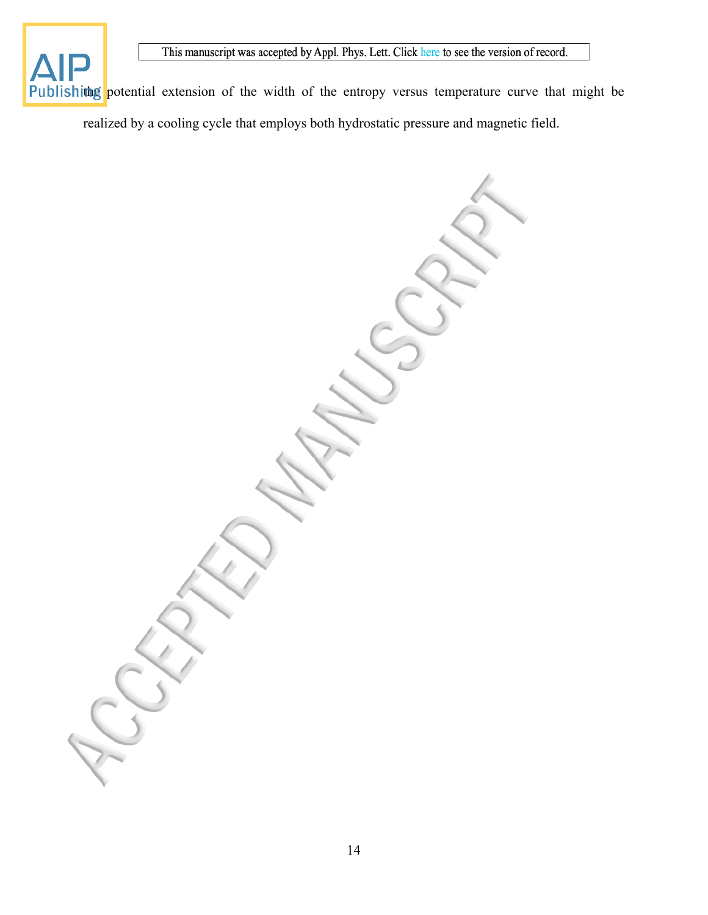the potential extension of the width of the entropy versus temperature curve that might be realized by a cooling cycle that employs both hydrostatic pressure and magnetic field.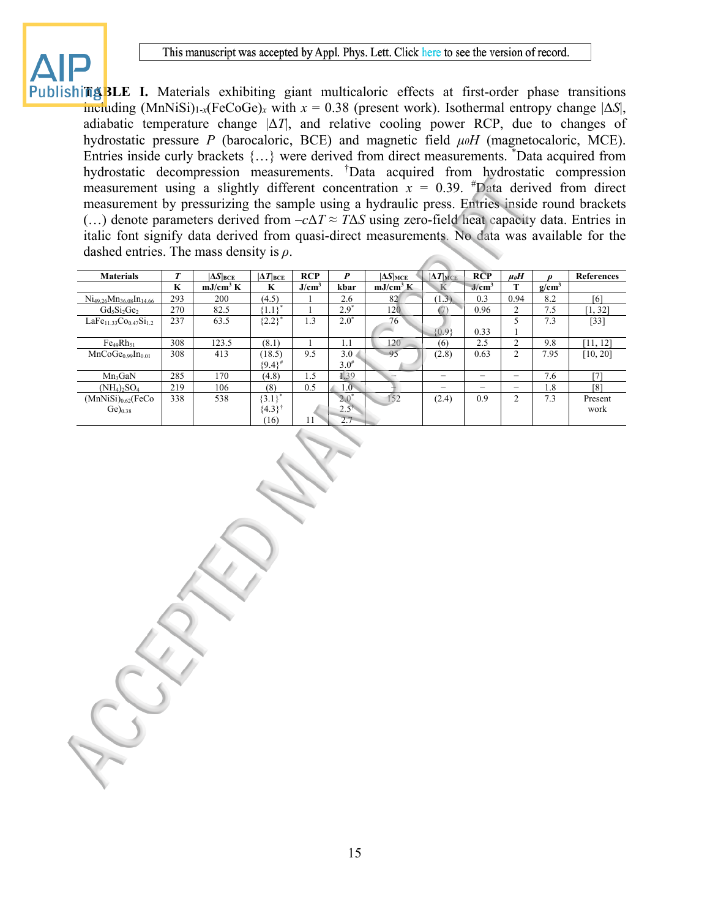**TABLE I.** Materials exhibiting giant multicaloric effects at first-order phase transitions including $(MnNiSi)_{1-x}(FeCoGe)_x$ with $x$ = 0.38 (present work). Isothermal entropy change $|\Delta S|$, adiabatic temperature change $|\Delta T|$, and relative cooling power RCP, due to changes of hydrostatic pressure $P$ (barocaloric, BCE) and magnetic field $\mu_0 H$ (magnetocaloric, MCE). Entries inside curly brackets {…} were derived from direct measurements. *Data acquired from hydrostatic decompression measurements. †Data acquired from hydrostatic compression measurement using a slightly different concentration $x$ = 0.39. #Data derived from direct measurement by pressurizing the sample using a hydraulic press. Entries inside round brackets (…) denote parameters derived from $-c\Delta T \approx T\Delta S$ using zero-field heat capacity data. Entries in italic font signify data derived from quasi-direct measurements. No data was available for the dashed entries. The mass density is $\rho$.

| Materials | $T$ | $\|\Delta S\|_{BCE}$ | $\|\Delta T\|_{BCE}$ | RCP | $P$ | $\|\Delta S\|_{MCE}$ | $\|\Delta T\|_{MCE}$ | RCP | $\mu_0 H$ | $\rho$ | References |
|---|---|---|---|---|---|---|---|---|---|---|---|
| | K | mJ/cm³ K | K | J/cm³ | kbar | mJ/cm³ K | K | J/cm³ | T | g/cm³ | |
| $Ni_{49.26}Mn_{36.08}In_{14.66}$ | 293 | 200 | (4.5) | 1 | 2.6 | 82 | (1.3) | 0.3 | 0.94 | 8.2 | [6] |
| $Gd_5Si_2Ge_2$ | 270 | 82.5 | {1.1}* | 1 | 2.9* | 120 | (7) | 0.96 | 2 | 7.5 | [1, 32] |
| $LaFe_{11.33}Co_{0.47}Si_{1.2}$ | 237 | 63.5 | {2.2}* | 1.3 | 2.0* | 76<br>*{0.9}* | <br>0.33 | 5<br>1 | | 7.3 | [33] |
| $Fe_{49}Rh_{51}$ | 308 | 123.5 | (8.1) | 1 | 1.1 | 120 | (6) | 2.5 | 2 | 9.8 | [11, 12] |
| $MnCoGe_{0.99}In_{0.01}$ | 308 | 413 | (18.5)<br>{9.4}# | 9.5 | 3.0<br>3.0# | 95 | (2.8) | 0.63 | 2 | 7.95 | [10, 20] |
| $Mn_3GaN$ | 285 | 170 | (4.8) | 1.5 | 1.39 | – | – | – | – | 7.6 | [7] |
| $(NH_4)_2SO_4$ | 219 | 106 | (8) | 0.5 | 1.0 | – | – | – | – | 1.8 | [8] |
| $(MnNiSi)_{0.62}(FeCoGe)_{0.38}$ | 338 | 538 | {3.1}*<br>{4.3}†<br>(16) | <br><br>11 | 2.0*<br>2.5†<br>2.7 | 152 | (2.4) | 0.9 | 2 | 7.3 | Present work |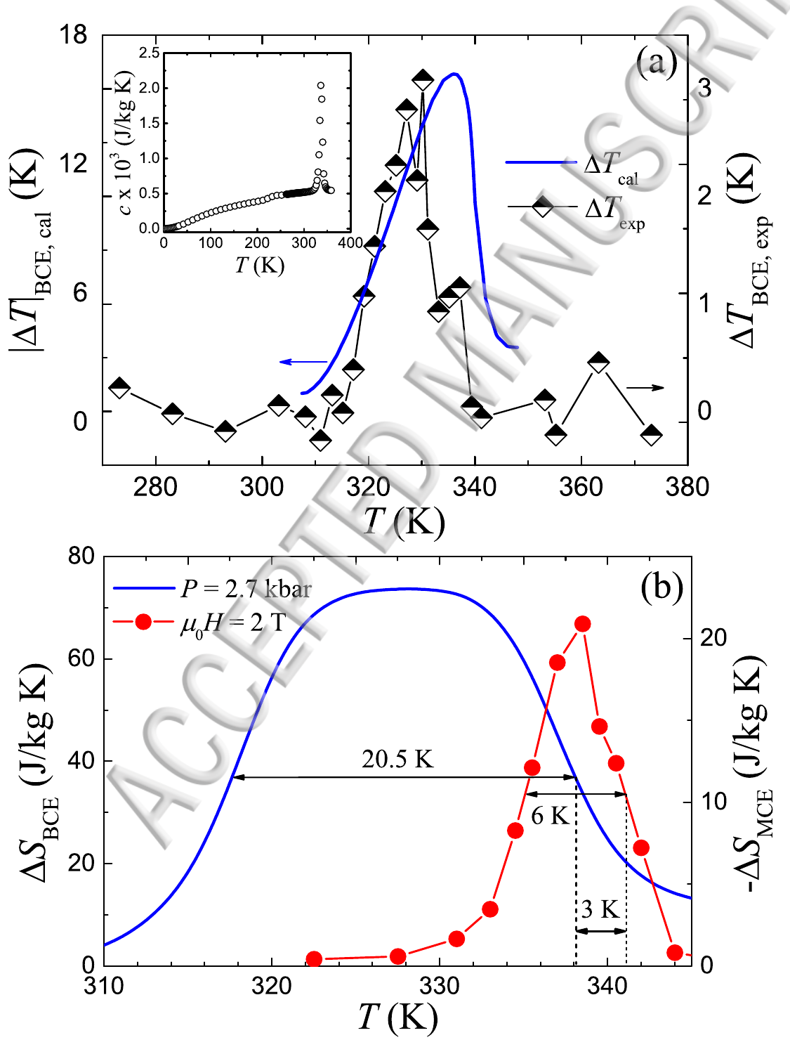(a)

$|\Delta T|_{BCE,\,cal}$ (K)

$\Delta T_{BCE,\,exp}$ (K)

$T$ (K)

$\Delta T_{cal}$

$\Delta T_{exp}$

$c$ x $10^3$ (J/kg K)

$T$ (K)

0, 6, 12, 18

0, 1, 2, 3

280, 300, 320, 340, 360, 380

0.0, 0.5, 1.0, 1.5, 2.0, 2.5

0, 100, 200, 300, 400

(b)

$\Delta S_{BCE}$ (J/kg K)

$-\Delta S_{MCE}$ (J/kg K)

$T$ (K)

$P$ = 2.7 kbar

$\mu_0 H$ = 2 T

20.5 K

6 K

3 K

0, 20, 40, 60, 80

0, 10, 20

310, 320, 330, 340

ACCEPTED MANUSCRIPT